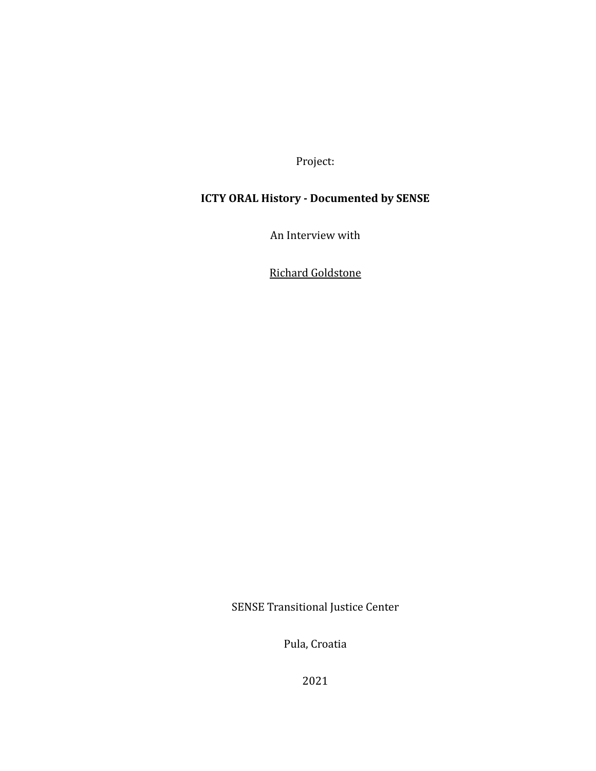Project:

**ICTY ORAL History - Documented by SENSE**

An Interview with

Richard Goldstone

SENSE Transitional Justice Center

Pula, Croatia

2021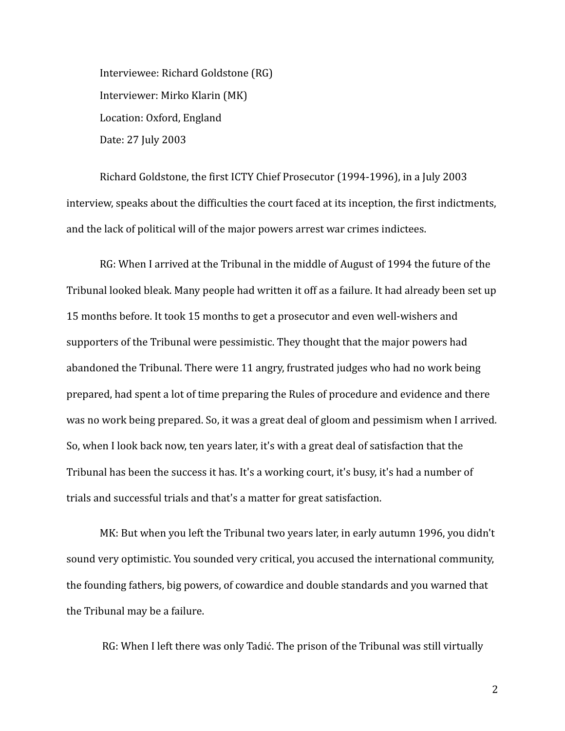Interviewee: Richard Goldstone (RG)

Interviewer: Mirko Klarin (MK)

Location: Oxford, England

Date: 27 July 2003

Richard Goldstone, the first ICTY Chief Prosecutor (1994-1996), in a July 2003 interview, speaks about the difficulties the court faced at its inception, the first indictments, and the lack of political will of the major powers arrest war crimes indictees.

RG: When I arrived at the Tribunal in the middle of August of 1994 the future of the Tribunal looked bleak. Many people had written it off as a failure. It had already been set up 15 months before. It took 15 months to get a prosecutor and even well-wishers and supporters of the Tribunal were pessimistic. They thought that the major powers had abandoned the Tribunal. There were 11 angry, frustrated judges who had no work being prepared, had spent a lot of time preparing the Rules of procedure and evidence and there was no work being prepared. So, it was a great deal of gloom and pessimism when I arrived. So, when I look back now, ten years later, it's with a great deal of satisfaction that the Tribunal has been the success it has. It's a working court, it's busy, it's had a number of trials and successful trials and that's a matter for great satisfaction.

MK: But when you left the Tribunal two years later, in early autumn 1996, you didn't sound very optimistic. You sounded very critical, you accused the international community, the founding fathers, big powers, of cowardice and double standards and you warned that the Tribunal may be a failure.

RG: When I left there was only Tadić. The prison of the Tribunal was still virtually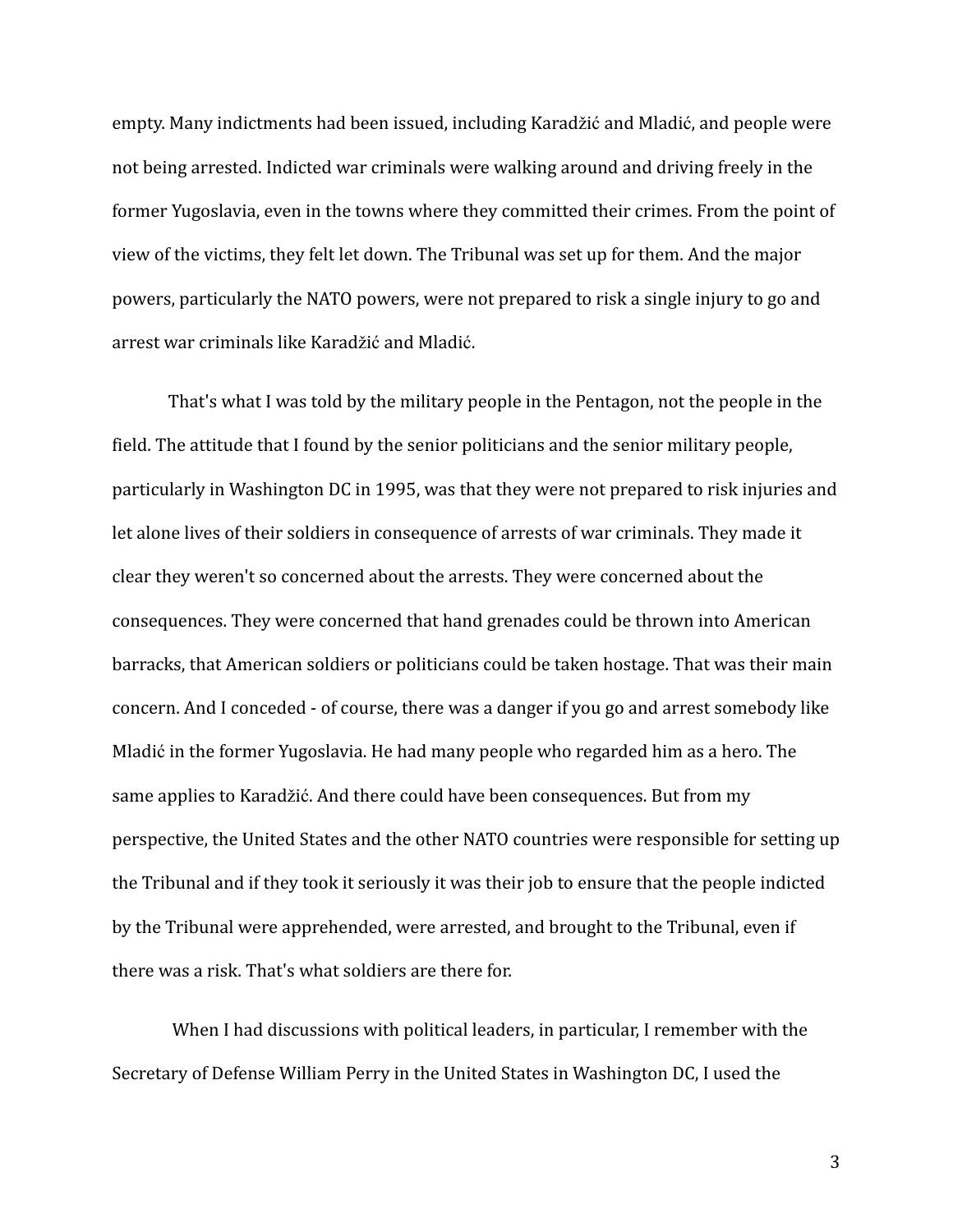empty. Many indictments had been issued, including Karadžić and Mladić, and people were not being arrested. Indicted war criminals were walking around and driving freely in the former Yugoslavia, even in the towns where they committed their crimes. From the point of view of the victims, they felt let down. The Tribunal was set up for them. And the major powers, particularly the NATO powers, were not prepared to risk a single injury to go and arrest war criminals like Karadžić and Mladić.

That's what I was told by the military people in the Pentagon, not the people in the field. The attitude that I found by the senior politicians and the senior military people, particularly in Washington DC in 1995, was that they were not prepared to risk injuries and let alone lives of their soldiers in consequence of arrests of war criminals. They made it clear they weren't so concerned about the arrests. They were concerned about the consequences. They were concerned that hand grenades could be thrown into American barracks, that American soldiers or politicians could be taken hostage. That was their main concern. And I conceded - of course, there was a danger if you go and arrest somebody like Mladić in the former Yugoslavia. He had many people who regarded him as a hero. The same applies to Karadžić. And there could have been consequences. But from my perspective, the United States and the other NATO countries were responsible for setting up the Tribunal and if they took it seriously it was their job to ensure that the people indicted by the Tribunal were apprehended, were arrested, and brought to the Tribunal, even if there was a risk. That's what soldiers are there for.

When I had discussions with political leaders, in particular, I remember with the Secretary of Defense William Perry in the United States in Washington DC, I used the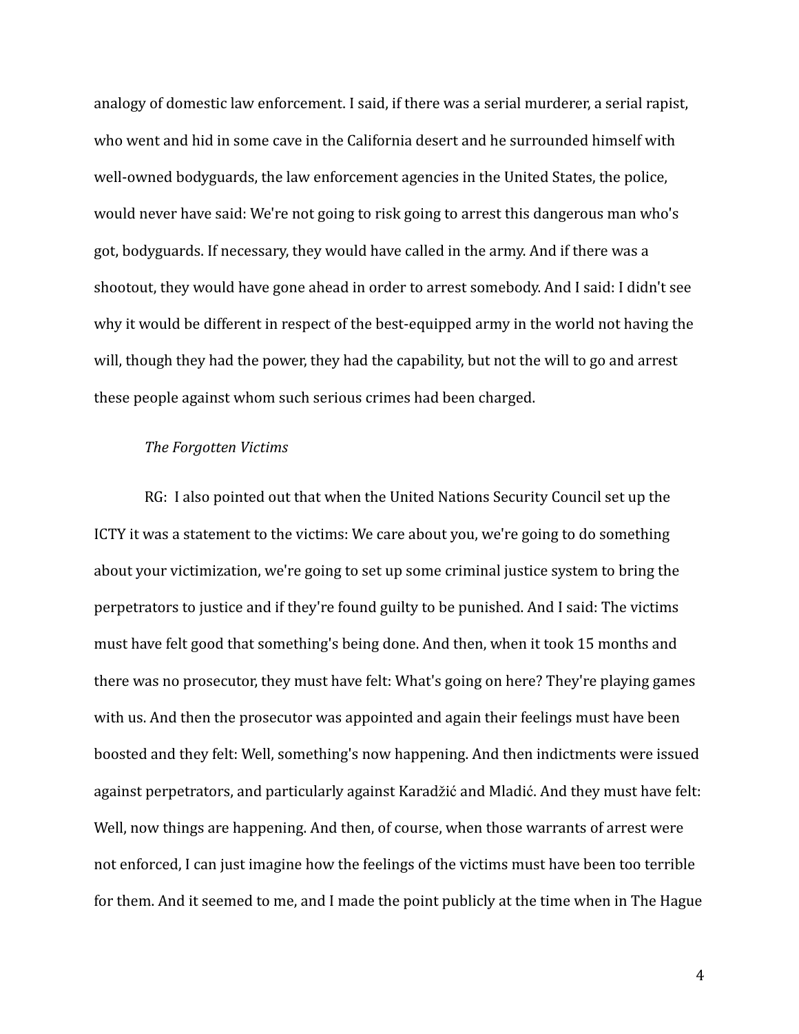analogy of domestic law enforcement. I said, if there was a serial murderer, a serial rapist, who went and hid in some cave in the California desert and he surrounded himself with well-owned bodyguards, the law enforcement agencies in the United States, the police, would never have said: We're not going to risk going to arrest this dangerous man who's got, bodyguards. If necessary, they would have called in the army. And if there was a shootout, they would have gone ahead in order to arrest somebody. And I said: I didn't see why it would be different in respect of the best-equipped army in the world not having the will, though they had the power, they had the capability, but not the will to go and arrest these people against whom such serious crimes had been charged.

*The Forgotten Victims*

RG: I also pointed out that when the United Nations Security Council set up the ICTY it was a statement to the victims: We care about you, we're going to do something about your victimization, we're going to set up some criminal justice system to bring the perpetrators to justice and if they're found guilty to be punished. And I said: The victims must have felt good that something's being done. And then, when it took 15 months and there was no prosecutor, they must have felt: What's going on here? They're playing games with us. And then the prosecutor was appointed and again their feelings must have been boosted and they felt: Well, something's now happening. And then indictments were issued against perpetrators, and particularly against Karadžić and Mladić. And they must have felt: Well, now things are happening. And then, of course, when those warrants of arrest were not enforced, I can just imagine how the feelings of the victims must have been too terrible for them. And it seemed to me, and I made the point publicly at the time when in The Hague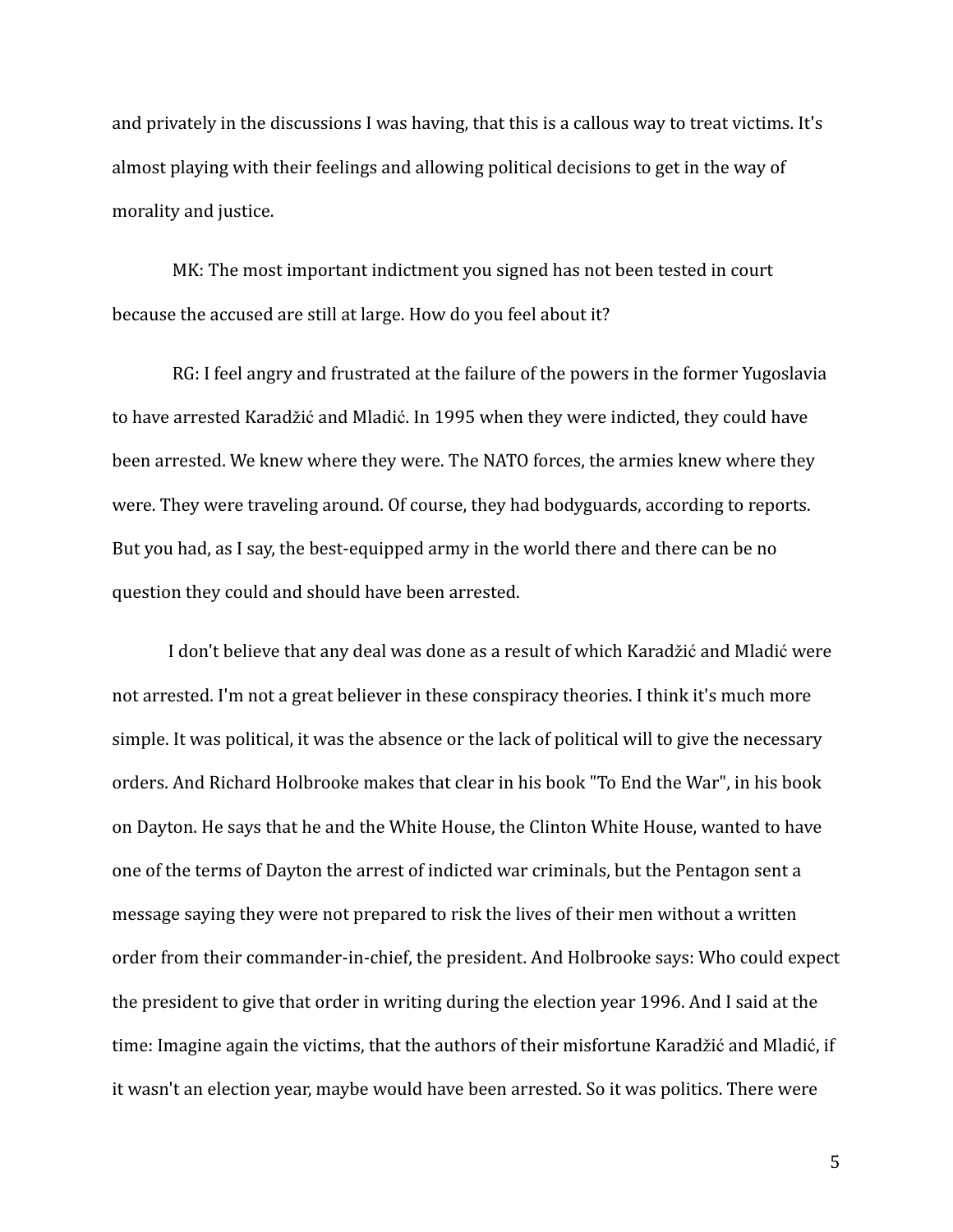and privately in the discussions I was having, that this is a callous way to treat victims. It's almost playing with their feelings and allowing political decisions to get in the way of morality and justice.

MK: The most important indictment you signed has not been tested in court because the accused are still at large. How do you feel about it?

RG: I feel angry and frustrated at the failure of the powers in the former Yugoslavia to have arrested Karadžić and Mladić. In 1995 when they were indicted, they could have been arrested. We knew where they were. The NATO forces, the armies knew where they were. They were traveling around. Of course, they had bodyguards, according to reports. But you had, as I say, the best-equipped army in the world there and there can be no question they could and should have been arrested.

I don't believe that any deal was done as a result of which Karadžić and Mladić were not arrested. I'm not a great believer in these conspiracy theories. I think it's much more simple. It was political, it was the absence or the lack of political will to give the necessary orders. And Richard Holbrooke makes that clear in his book "To End the War", in his book on Dayton. He says that he and the White House, the Clinton White House, wanted to have one of the terms of Dayton the arrest of indicted war criminals, but the Pentagon sent a message saying they were not prepared to risk the lives of their men without a written order from their commander-in-chief, the president. And Holbrooke says: Who could expect the president to give that order in writing during the election year 1996. And I said at the time: Imagine again the victims, that the authors of their misfortune Karadžić and Mladić, if it wasn't an election year, maybe would have been arrested. So it was politics. There were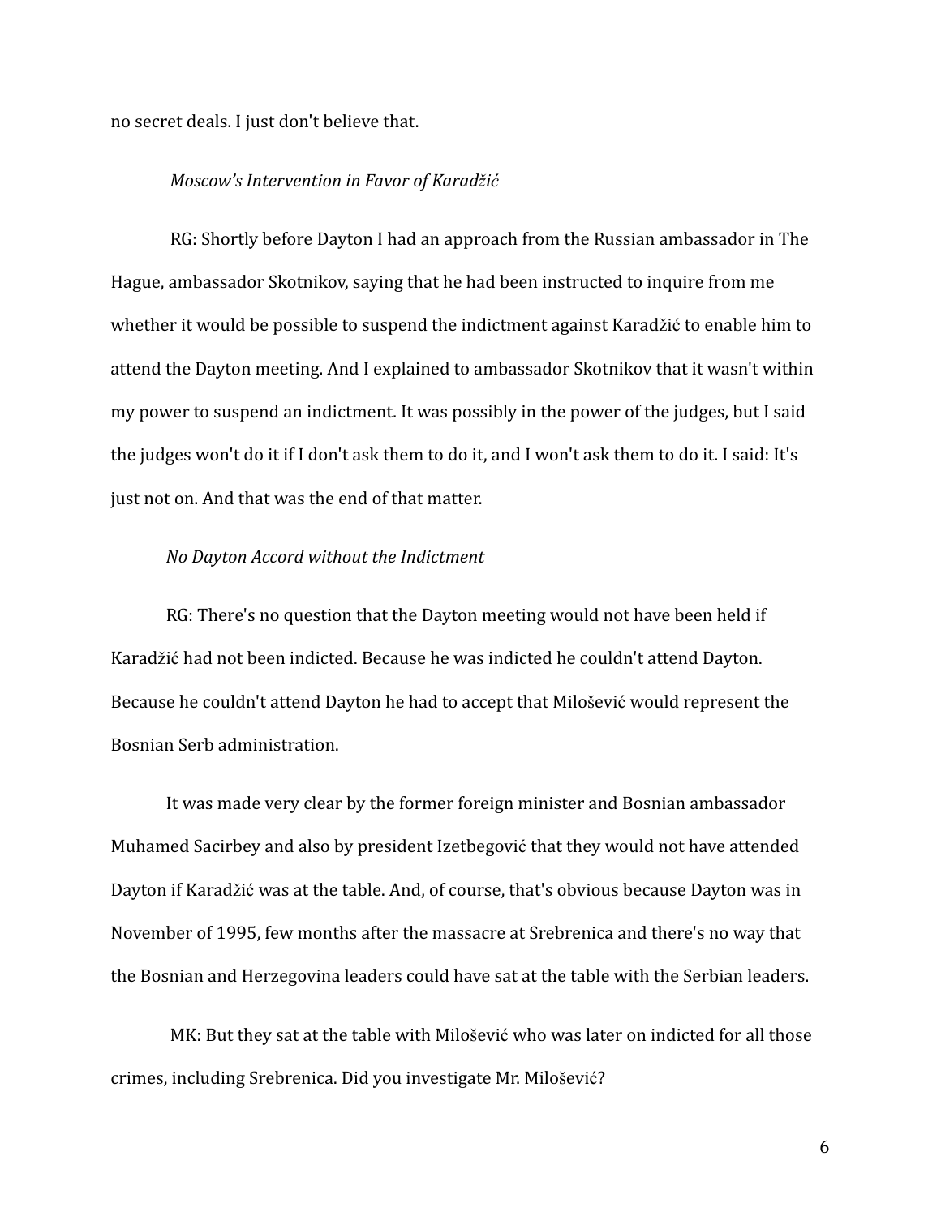no secret deals. I just don't believe that.

*Moscow's Intervention in Favor of Karadžić*

RG: Shortly before Dayton I had an approach from the Russian ambassador in The Hague, ambassador Skotnikov, saying that he had been instructed to inquire from me whether it would be possible to suspend the indictment against Karadžić to enable him to attend the Dayton meeting. And I explained to ambassador Skotnikov that it wasn't within my power to suspend an indictment. It was possibly in the power of the judges, but I said the judges won't do it if I don't ask them to do it, and I won't ask them to do it. I said: It's just not on. And that was the end of that matter.

*No Dayton Accord without the Indictment*

RG: There's no question that the Dayton meeting would not have been held if Karadžić had not been indicted. Because he was indicted he couldn't attend Dayton. Because he couldn't attend Dayton he had to accept that Milošević would represent the Bosnian Serb administration.

It was made very clear by the former foreign minister and Bosnian ambassador Muhamed Sacirbey and also by president Izetbegović that they would not have attended Dayton if Karadžić was at the table. And, of course, that's obvious because Dayton was in November of 1995, few months after the massacre at Srebrenica and there's no way that the Bosnian and Herzegovina leaders could have sat at the table with the Serbian leaders.

MK: But they sat at the table with Milošević who was later on indicted for all those crimes, including Srebrenica. Did you investigate Mr. Milošević?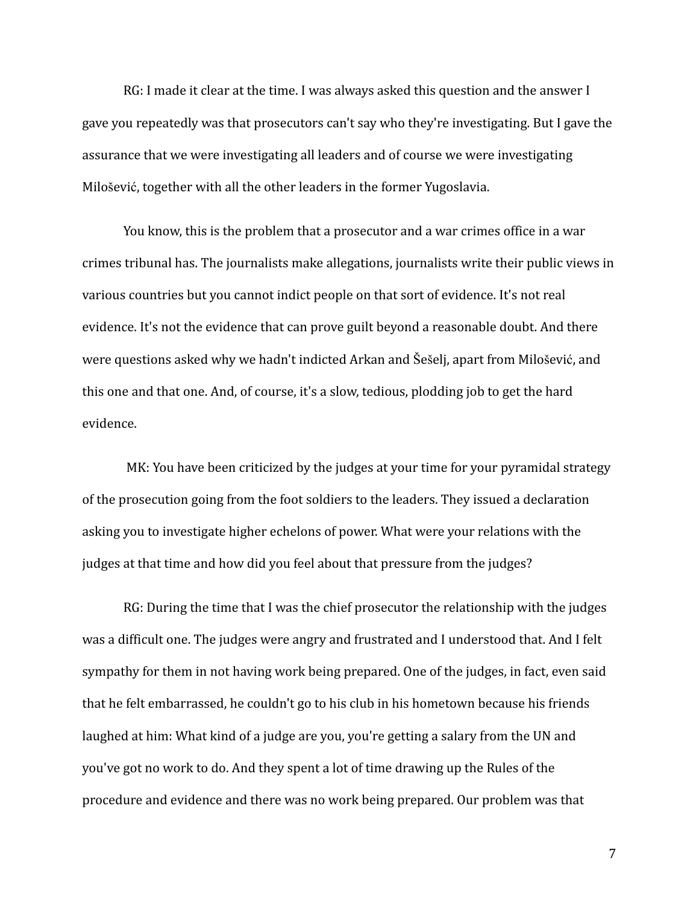RG: I made it clear at the time. I was always asked this question and the answer I gave you repeatedly was that prosecutors can't say who they're investigating. But I gave the assurance that we were investigating all leaders and of course we were investigating Milošević, together with all the other leaders in the former Yugoslavia.

You know, this is the problem that a prosecutor and a war crimes office in a war crimes tribunal has. The journalists make allegations, journalists write their public views in various countries but you cannot indict people on that sort of evidence. It's not real evidence. It's not the evidence that can prove guilt beyond a reasonable doubt. And there were questions asked why we hadn't indicted Arkan and Šešelj, apart from Milošević, and this one and that one. And, of course, it's a slow, tedious, plodding job to get the hard evidence.

MK: You have been criticized by the judges at your time for your pyramidal strategy of the prosecution going from the foot soldiers to the leaders. They issued a declaration asking you to investigate higher echelons of power. What were your relations with the judges at that time and how did you feel about that pressure from the judges?

RG: During the time that I was the chief prosecutor the relationship with the judges was a difficult one. The judges were angry and frustrated and I understood that. And I felt sympathy for them in not having work being prepared. One of the judges, in fact, even said that he felt embarrassed, he couldn't go to his club in his hometown because his friends laughed at him: What kind of a judge are you, you're getting a salary from the UN and you've got no work to do. And they spent a lot of time drawing up the Rules of the procedure and evidence and there was no work being prepared. Our problem was that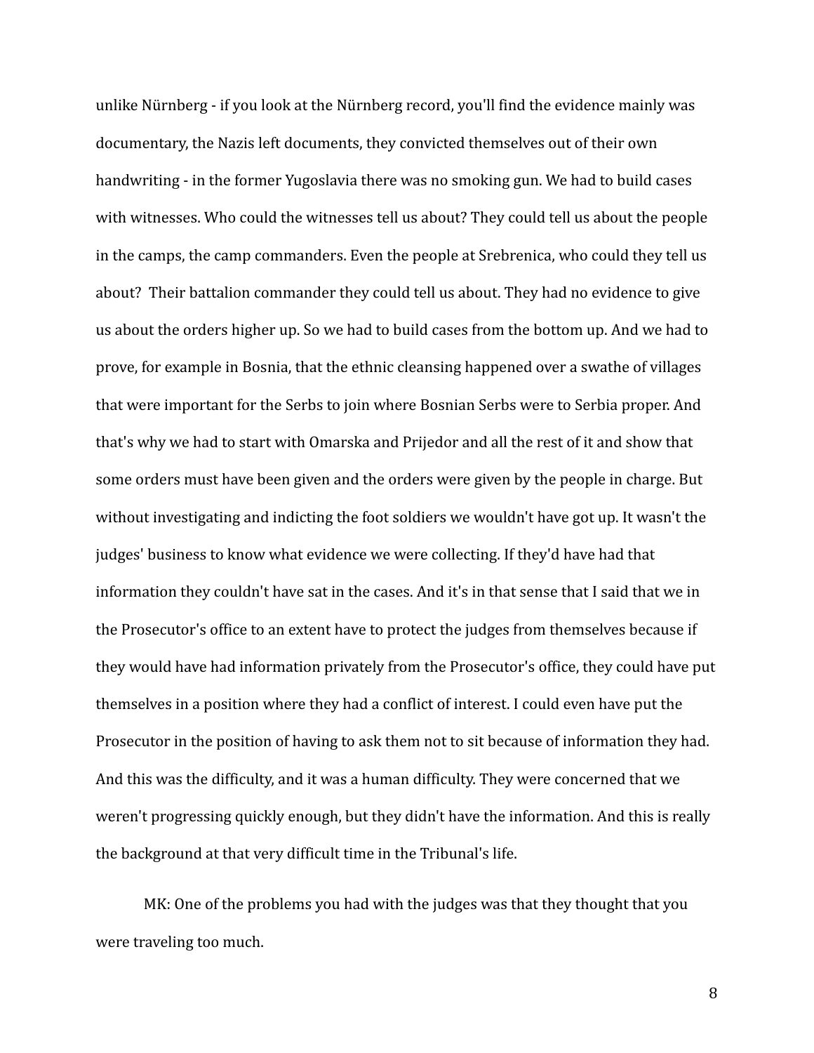unlike Nürnberg - if you look at the Nürnberg record, you'll find the evidence mainly was documentary, the Nazis left documents, they convicted themselves out of their own handwriting - in the former Yugoslavia there was no smoking gun. We had to build cases with witnesses. Who could the witnesses tell us about? They could tell us about the people in the camps, the camp commanders. Even the people at Srebrenica, who could they tell us about? Their battalion commander they could tell us about. They had no evidence to give us about the orders higher up. So we had to build cases from the bottom up. And we had to prove, for example in Bosnia, that the ethnic cleansing happened over a swathe of villages that were important for the Serbs to join where Bosnian Serbs were to Serbia proper. And that's why we had to start with Omarska and Prijedor and all the rest of it and show that some orders must have been given and the orders were given by the people in charge. But without investigating and indicting the foot soldiers we wouldn't have got up. It wasn't the judges' business to know what evidence we were collecting. If they'd have had that information they couldn't have sat in the cases. And it's in that sense that I said that we in the Prosecutor's office to an extent have to protect the judges from themselves because if they would have had information privately from the Prosecutor's office, they could have put themselves in a position where they had a conflict of interest. I could even have put the Prosecutor in the position of having to ask them not to sit because of information they had. And this was the difficulty, and it was a human difficulty. They were concerned that we weren't progressing quickly enough, but they didn't have the information. And this is really the background at that very difficult time in the Tribunal's life.

MK: One of the problems you had with the judges was that they thought that you were traveling too much.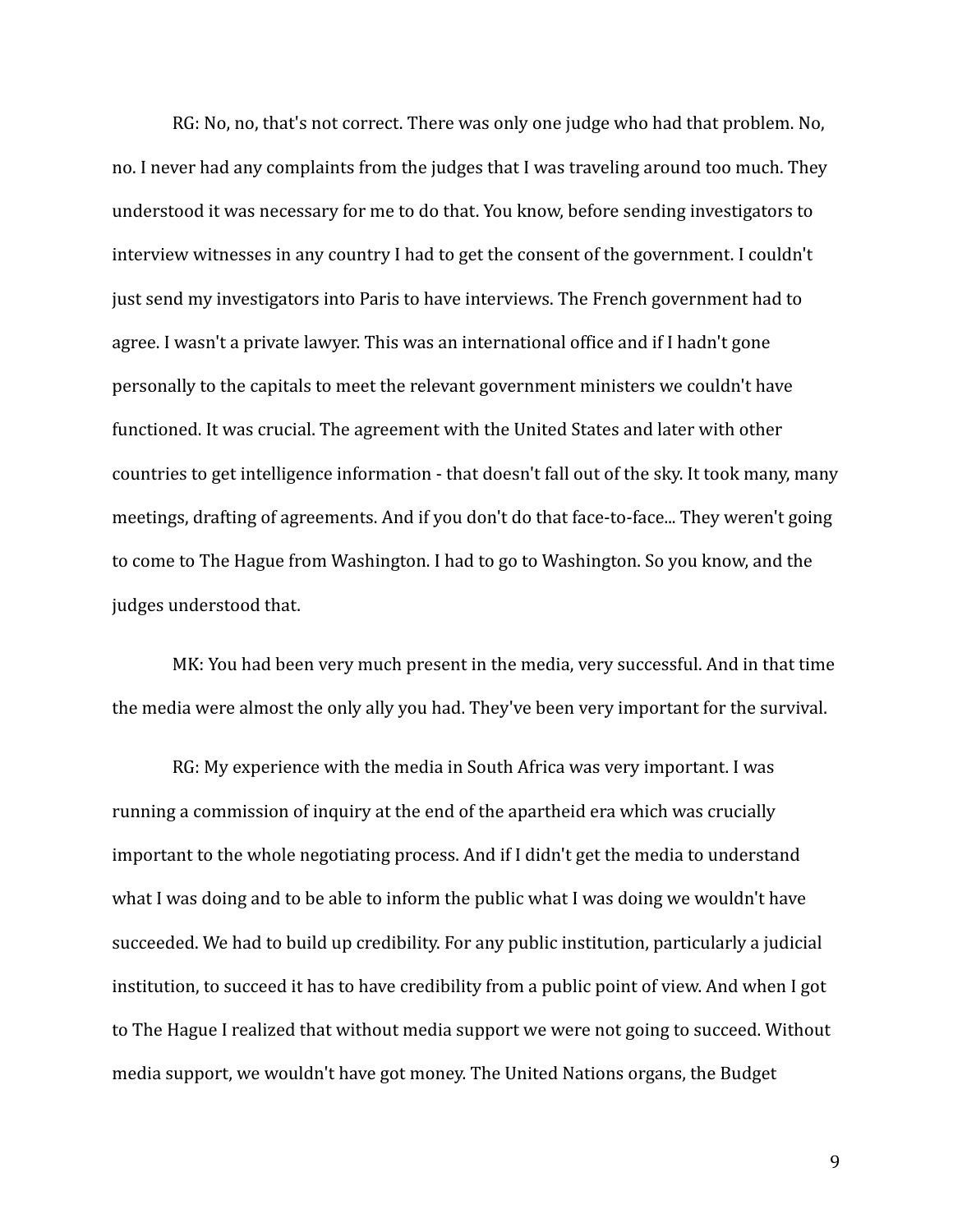RG: No, no, that's not correct. There was only one judge who had that problem. No, no. I never had any complaints from the judges that I was traveling around too much. They understood it was necessary for me to do that. You know, before sending investigators to interview witnesses in any country I had to get the consent of the government. I couldn't just send my investigators into Paris to have interviews. The French government had to agree. I wasn't a private lawyer. This was an international office and if I hadn't gone personally to the capitals to meet the relevant government ministers we couldn't have functioned. It was crucial. The agreement with the United States and later with other countries to get intelligence information - that doesn't fall out of the sky. It took many, many meetings, drafting of agreements. And if you don't do that face-to-face... They weren't going to come to The Hague from Washington. I had to go to Washington. So you know, and the judges understood that.

MK: You had been very much present in the media, very successful. And in that time the media were almost the only ally you had. They've been very important for the survival.

RG: My experience with the media in South Africa was very important. I was running a commission of inquiry at the end of the apartheid era which was crucially important to the whole negotiating process. And if I didn't get the media to understand what I was doing and to be able to inform the public what I was doing we wouldn't have succeeded. We had to build up credibility. For any public institution, particularly a judicial institution, to succeed it has to have credibility from a public point of view. And when I got to The Hague I realized that without media support we were not going to succeed. Without media support, we wouldn't have got money. The United Nations organs, the Budget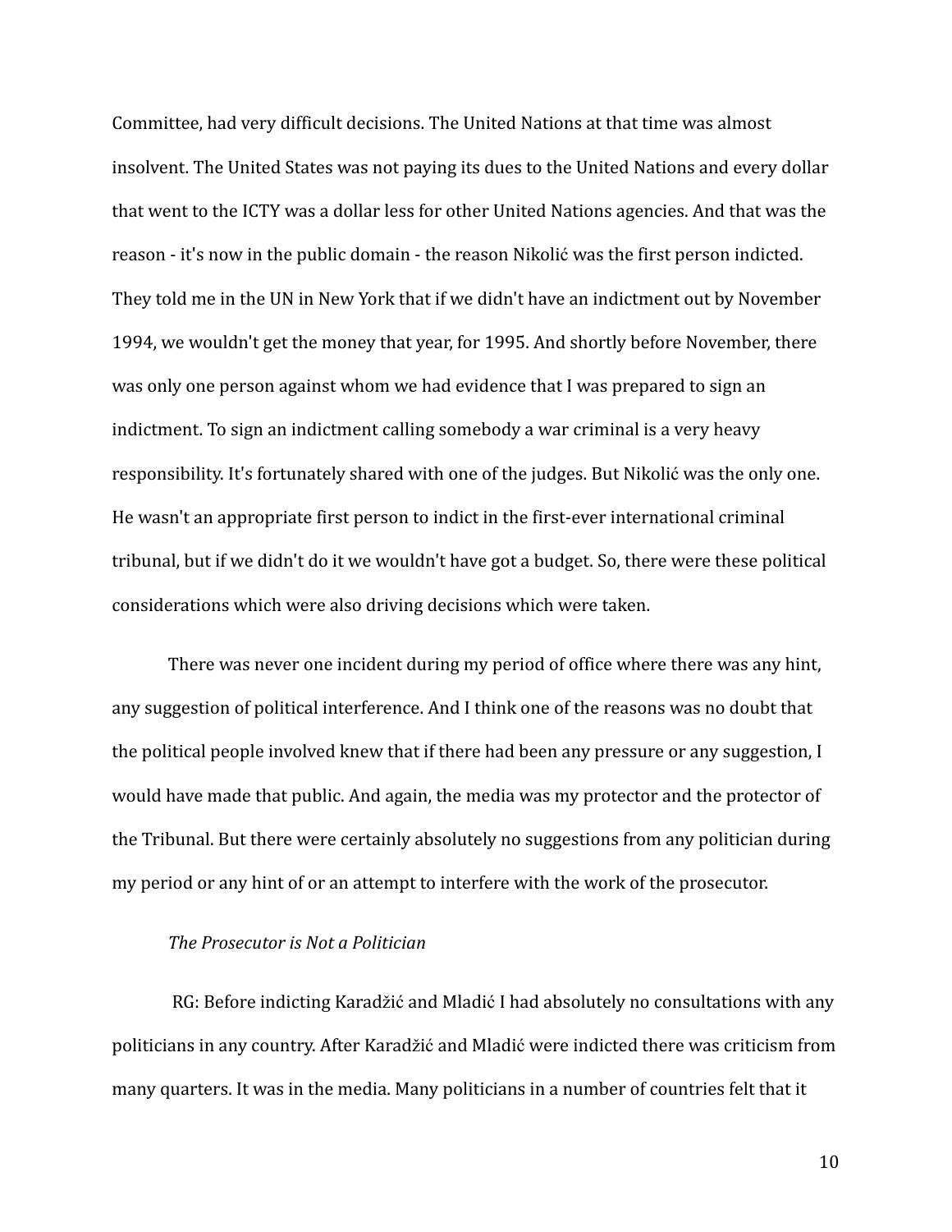Committee, had very difficult decisions. The United Nations at that time was almost insolvent. The United States was not paying its dues to the United Nations and every dollar that went to the ICTY was a dollar less for other United Nations agencies. And that was the reason - it's now in the public domain - the reason Nikolić was the first person indicted. They told me in the UN in New York that if we didn't have an indictment out by November 1994, we wouldn't get the money that year, for 1995. And shortly before November, there was only one person against whom we had evidence that I was prepared to sign an indictment. To sign an indictment calling somebody a war criminal is a very heavy responsibility. It's fortunately shared with one of the judges. But Nikolić was the only one. He wasn't an appropriate first person to indict in the first-ever international criminal tribunal, but if we didn't do it we wouldn't have got a budget. So, there were these political considerations which were also driving decisions which were taken.

There was never one incident during my period of office where there was any hint, any suggestion of political interference. And I think one of the reasons was no doubt that the political people involved knew that if there had been any pressure or any suggestion, I would have made that public. And again, the media was my protector and the protector of the Tribunal. But there were certainly absolutely no suggestions from any politician during my period or any hint of or an attempt to interfere with the work of the prosecutor.

*The Prosecutor is Not a Politician*

RG: Before indicting Karadžić and Mladić I had absolutely no consultations with any politicians in any country. After Karadžić and Mladić were indicted there was criticism from many quarters. It was in the media. Many politicians in a number of countries felt that it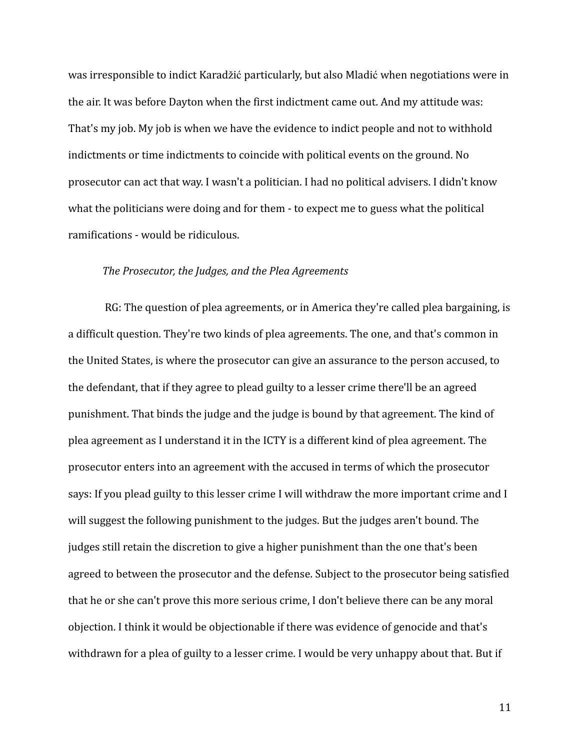was irresponsible to indict Karadžić particularly, but also Mladić when negotiations were in the air. It was before Dayton when the first indictment came out. And my attitude was: That's my job. My job is when we have the evidence to indict people and not to withhold indictments or time indictments to coincide with political events on the ground. No prosecutor can act that way. I wasn't a politician. I had no political advisers. I didn't know what the politicians were doing and for them - to expect me to guess what the political ramifications - would be ridiculous.

*The Prosecutor, the Judges, and the Plea Agreements*

RG: The question of plea agreements, or in America they're called plea bargaining, is a difficult question. They're two kinds of plea agreements. The one, and that's common in the United States, is where the prosecutor can give an assurance to the person accused, to the defendant, that if they agree to plead guilty to a lesser crime there'll be an agreed punishment. That binds the judge and the judge is bound by that agreement. The kind of plea agreement as I understand it in the ICTY is a different kind of plea agreement. The prosecutor enters into an agreement with the accused in terms of which the prosecutor says: If you plead guilty to this lesser crime I will withdraw the more important crime and I will suggest the following punishment to the judges. But the judges aren't bound. The judges still retain the discretion to give a higher punishment than the one that's been agreed to between the prosecutor and the defense. Subject to the prosecutor being satisfied that he or she can't prove this more serious crime, I don't believe there can be any moral objection. I think it would be objectionable if there was evidence of genocide and that's withdrawn for a plea of guilty to a lesser crime. I would be very unhappy about that. But if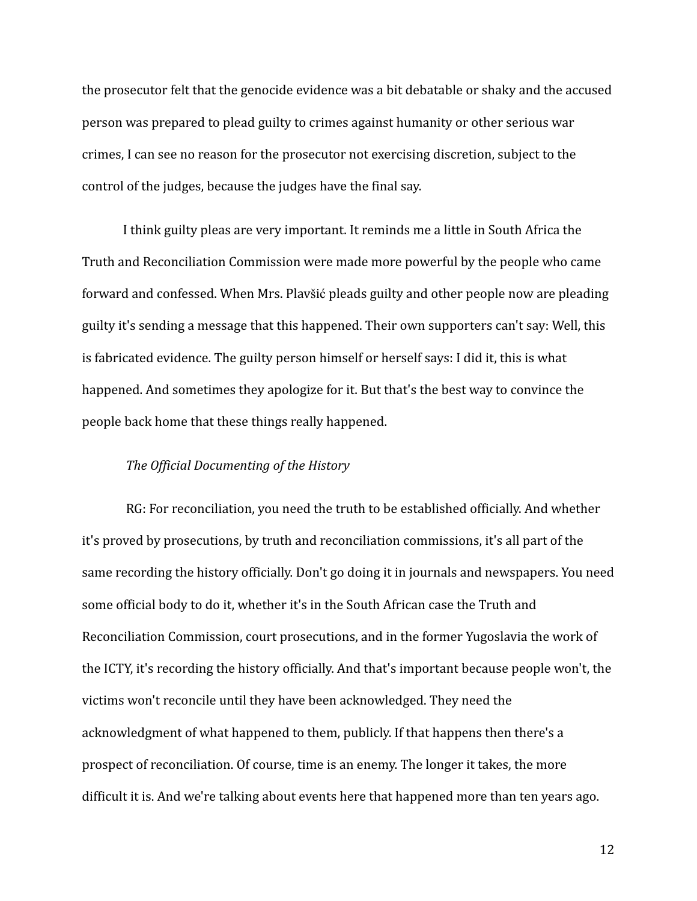the prosecutor felt that the genocide evidence was a bit debatable or shaky and the accused person was prepared to plead guilty to crimes against humanity or other serious war crimes, I can see no reason for the prosecutor not exercising discretion, subject to the control of the judges, because the judges have the final say.

I think guilty pleas are very important. It reminds me a little in South Africa the Truth and Reconciliation Commission were made more powerful by the people who came forward and confessed. When Mrs. Plavšić pleads guilty and other people now are pleading guilty it's sending a message that this happened. Their own supporters can't say: Well, this is fabricated evidence. The guilty person himself or herself says: I did it, this is what happened. And sometimes they apologize for it. But that's the best way to convince the people back home that these things really happened.

*The Official Documenting of the History*

RG: For reconciliation, you need the truth to be established officially. And whether it's proved by prosecutions, by truth and reconciliation commissions, it's all part of the same recording the history officially. Don't go doing it in journals and newspapers. You need some official body to do it, whether it's in the South African case the Truth and Reconciliation Commission, court prosecutions, and in the former Yugoslavia the work of the ICTY, it's recording the history officially. And that's important because people won't, the victims won't reconcile until they have been acknowledged. They need the acknowledgment of what happened to them, publicly. If that happens then there's a prospect of reconciliation. Of course, time is an enemy. The longer it takes, the more difficult it is. And we're talking about events here that happened more than ten years ago.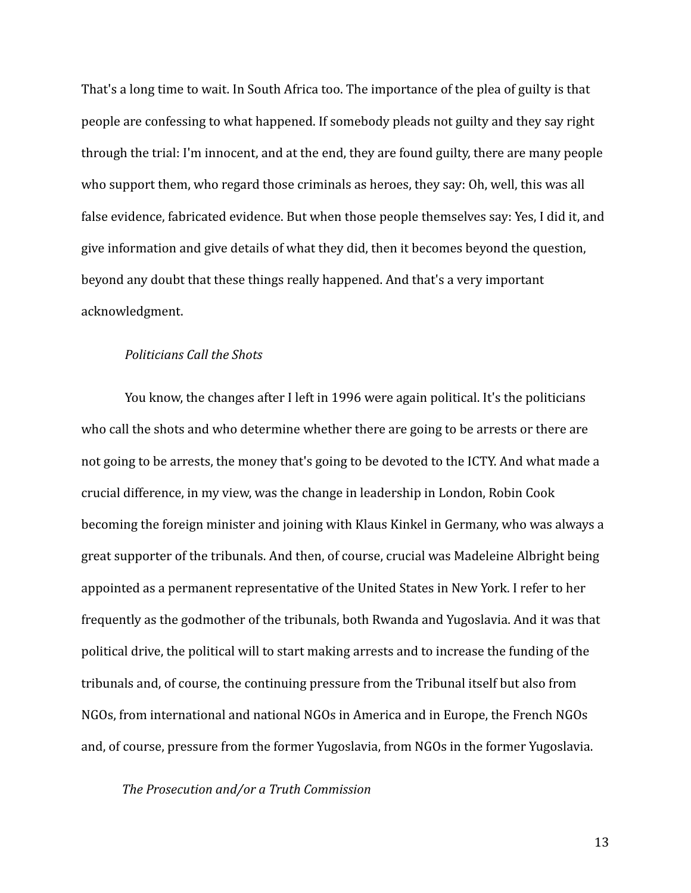That's a long time to wait. In South Africa too. The importance of the plea of guilty is that people are confessing to what happened. If somebody pleads not guilty and they say right through the trial: I'm innocent, and at the end, they are found guilty, there are many people who support them, who regard those criminals as heroes, they say: Oh, well, this was all false evidence, fabricated evidence. But when those people themselves say: Yes, I did it, and give information and give details of what they did, then it becomes beyond the question, beyond any doubt that these things really happened. And that's a very important acknowledgment.

### *Politicians Call the Shots*

You know, the changes after I left in 1996 were again political. It's the politicians who call the shots and who determine whether there are going to be arrests or there are not going to be arrests, the money that's going to be devoted to the ICTY. And what made a crucial difference, in my view, was the change in leadership in London, Robin Cook becoming the foreign minister and joining with Klaus Kinkel in Germany, who was always a great supporter of the tribunals. And then, of course, crucial was Madeleine Albright being appointed as a permanent representative of the United States in New York. I refer to her frequently as the godmother of the tribunals, both Rwanda and Yugoslavia. And it was that political drive, the political will to start making arrests and to increase the funding of the tribunals and, of course, the continuing pressure from the Tribunal itself but also from NGOs, from international and national NGOs in America and in Europe, the French NGOs and, of course, pressure from the former Yugoslavia, from NGOs in the former Yugoslavia.

### *The Prosecution and/or a Truth Commission*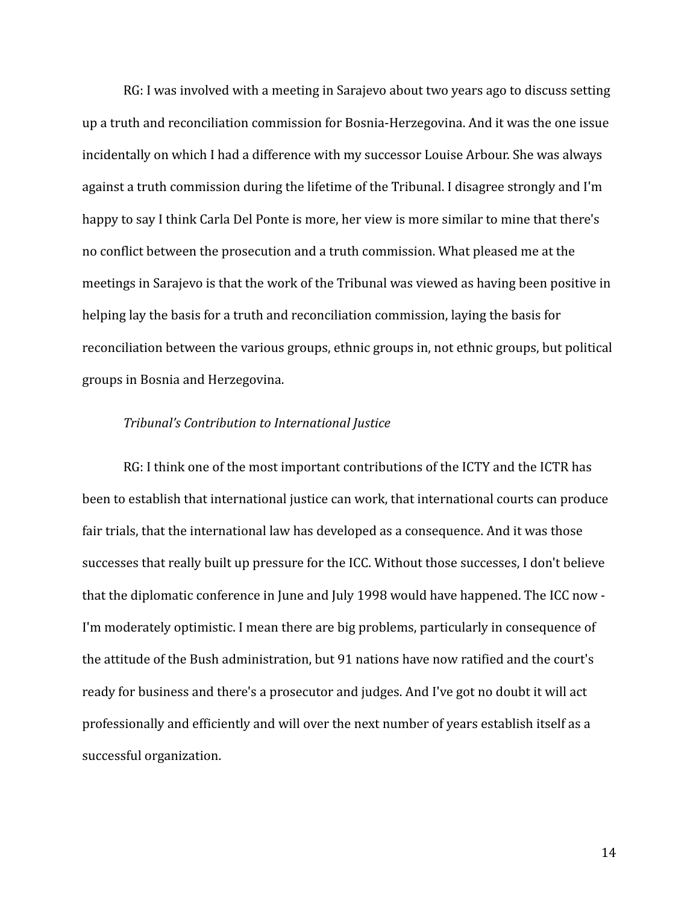RG: I was involved with a meeting in Sarajevo about two years ago to discuss setting up a truth and reconciliation commission for Bosnia-Herzegovina. And it was the one issue incidentally on which I had a difference with my successor Louise Arbour. She was always against a truth commission during the lifetime of the Tribunal. I disagree strongly and I'm happy to say I think Carla Del Ponte is more, her view is more similar to mine that there's no conflict between the prosecution and a truth commission. What pleased me at the meetings in Sarajevo is that the work of the Tribunal was viewed as having been positive in helping lay the basis for a truth and reconciliation commission, laying the basis for reconciliation between the various groups, ethnic groups in, not ethnic groups, but political groups in Bosnia and Herzegovina.

*Tribunal's Contribution to International Justice*

RG: I think one of the most important contributions of the ICTY and the ICTR has been to establish that international justice can work, that international courts can produce fair trials, that the international law has developed as a consequence. And it was those successes that really built up pressure for the ICC. Without those successes, I don't believe that the diplomatic conference in June and July 1998 would have happened. The ICC now - I'm moderately optimistic. I mean there are big problems, particularly in consequence of the attitude of the Bush administration, but 91 nations have now ratified and the court's ready for business and there's a prosecutor and judges. And I've got no doubt it will act professionally and efficiently and will over the next number of years establish itself as a successful organization.